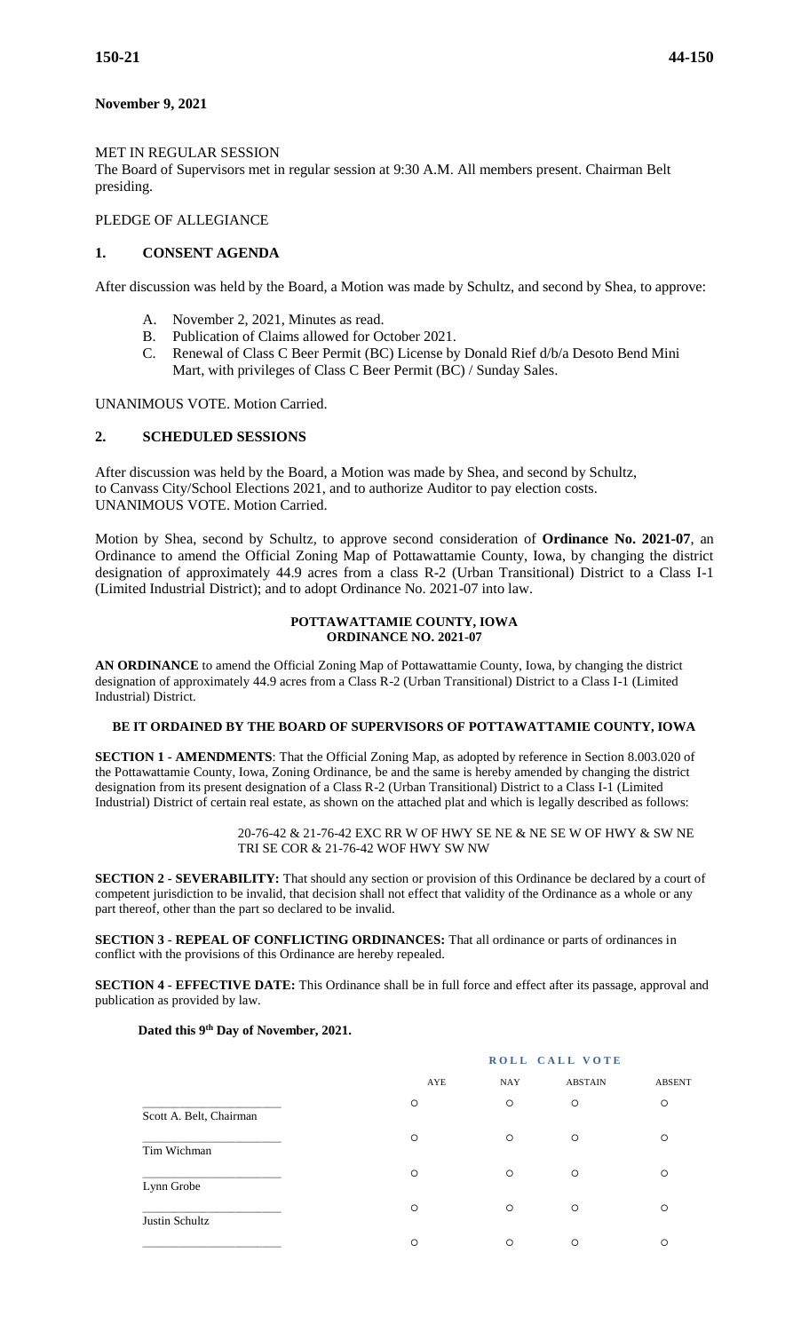**November 9, 2021**

MET IN REGULAR SESSION
The Board of Supervisors met in regular session at 9:30 A.M. All members present. Chairman Belt presiding.

PLEDGE OF ALLEGIANCE

## 1. CONSENT AGENDA

After discussion was held by the Board, a Motion was made by Schultz, and second by Shea, to approve:

A. November 2, 2021, Minutes as read.
B. Publication of Claims allowed for October 2021.
C. Renewal of Class C Beer Permit (BC) License by Donald Rief d/b/a Desoto Bend Mini Mart, with privileges of Class C Beer Permit (BC) / Sunday Sales.

UNANIMOUS VOTE. Motion Carried.

## 2. SCHEDULED SESSIONS

After discussion was held by the Board, a Motion was made by Shea, and second by Schultz, to Canvass City/School Elections 2021, and to authorize Auditor to pay election costs.
UNANIMOUS VOTE. Motion Carried.

Motion by Shea, second by Schultz, to approve second consideration of **Ordinance No. 2021-07**, an Ordinance to amend the Official Zoning Map of Pottawattamie County, Iowa, by changing the district designation of approximately 44.9 acres from a class R-2 (Urban Transitional) District to a Class I-1 (Limited Industrial District); and to adopt Ordinance No. 2021-07 into law.

**POTTAWATTAMIE COUNTY, IOWA**
**ORDINANCE NO. 2021-07**

**AN ORDINANCE** to amend the Official Zoning Map of Pottawattamie County, Iowa, by changing the district designation of approximately 44.9 acres from a Class R-2 (Urban Transitional) District to a Class I-1 (Limited Industrial) District.

**BE IT ORDAINED BY THE BOARD OF SUPERVISORS OF POTTAWATTAMIE COUNTY, IOWA**

**SECTION 1 - AMENDMENTS**: That the Official Zoning Map, as adopted by reference in Section 8.003.020 of the Pottawattamie County, Iowa, Zoning Ordinance, be and the same is hereby amended by changing the district designation from its present designation of a Class R-2 (Urban Transitional) District to a Class I-1 (Limited Industrial) District of certain real estate, as shown on the attached plat and which is legally described as follows:

> 20-76-42 & 21-76-42 EXC RR W OF HWY SE NE & NE SE W OF HWY & SW NE TRI SE COR & 21-76-42 WOF HWY SW NW

**SECTION 2 - SEVERABILITY:** That should any section or provision of this Ordinance be declared by a court of competent jurisdiction to be invalid, that decision shall not effect that validity of the Ordinance as a whole or any part thereof, other than the part so declared to be invalid.

**SECTION 3 - REPEAL OF CONFLICTING ORDINANCES:** That all ordinance or parts of ordinances in conflict with the provisions of this Ordinance are hereby repealed.

**SECTION 4 - EFFECTIVE DATE:** This Ordinance shall be in full force and effect after its passage, approval and publication as provided by law.

**Dated this 9th Day of November, 2021.**

**ROLL CALL VOTE**

| | AYE | NAY | ABSTAIN | ABSENT |
|---|---|---|---|---|
| ______________________ Scott A. Belt, Chairman | ○ | ○ | ○ | ○ |
| ______________________ Tim Wichman | ○ | ○ | ○ | ○ |
| ______________________ Lynn Grobe | ○ | ○ | ○ | ○ |
| ______________________ Justin Schultz | ○ | ○ | ○ | ○ |
| ______________________ | ○ | ○ | ○ | ○ |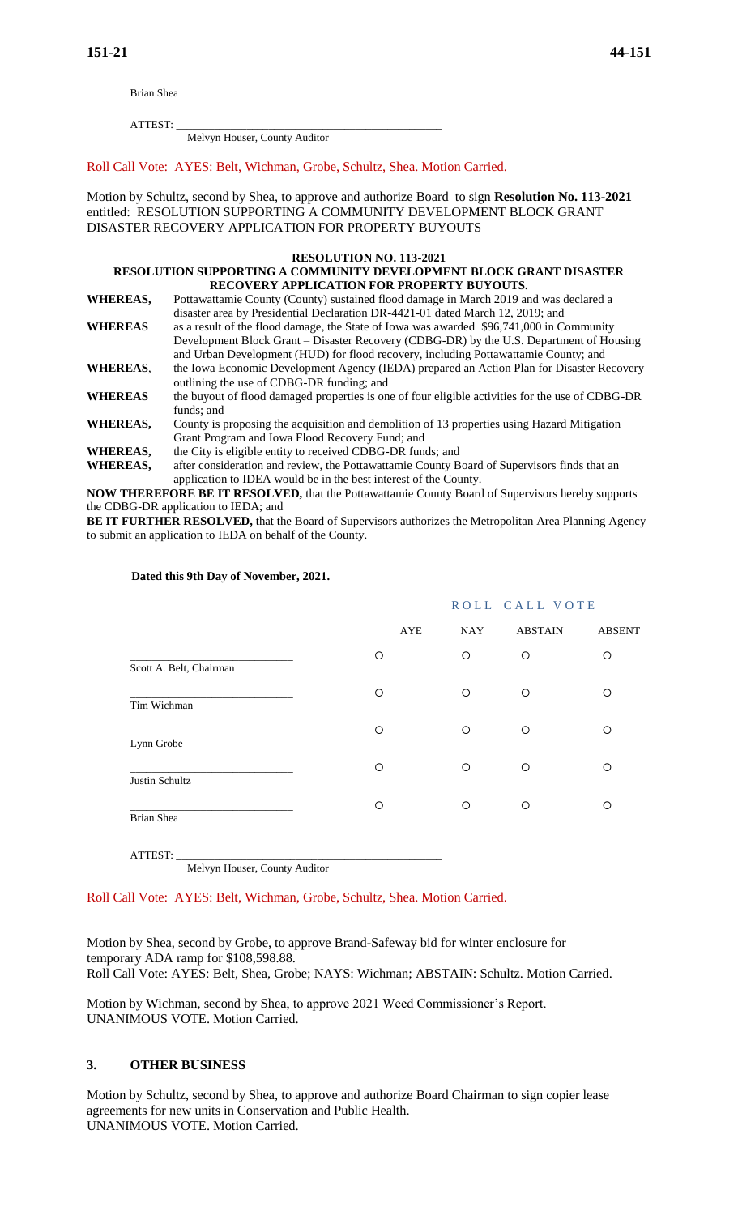Brian Shea

ATTEST: ________________________________________
Melvyn Houser, County Auditor

Roll Call Vote: AYES: Belt, Wichman, Grobe, Schultz, Shea. Motion Carried.

Motion by Schultz, second by Shea, to approve and authorize Board to sign **Resolution No. 113-2021** entitled: RESOLUTION SUPPORTING A COMMUNITY DEVELOPMENT BLOCK GRANT DISASTER RECOVERY APPLICATION FOR PROPERTY BUYOUTS

**RESOLUTION NO. 113-2021**
**RESOLUTION SUPPORTING A COMMUNITY DEVELOPMENT BLOCK GRANT DISASTER RECOVERY APPLICATION FOR PROPERTY BUYOUTS.**

**WHEREAS,** Pottawattamie County (County) sustained flood damage in March 2019 and was declared a disaster area by Presidential Declaration DR-4421-01 dated March 12, 2019; and

**WHEREAS** as a result of the flood damage, the State of Iowa was awarded $96,741,000 in Community Development Block Grant – Disaster Recovery (CDBG-DR) by the U.S. Department of Housing and Urban Development (HUD) for flood recovery, including Pottawattamie County; and

**WHEREAS**, the Iowa Economic Development Agency (IEDA) prepared an Action Plan for Disaster Recovery outlining the use of CDBG-DR funding; and

**WHEREAS** the buyout of flood damaged properties is one of four eligible activities for the use of CDBG-DR funds; and

**WHEREAS,** County is proposing the acquisition and demolition of 13 properties using Hazard Mitigation Grant Program and Iowa Flood Recovery Fund; and

**WHEREAS,** the City is eligible entity to received CDBG-DR funds; and

**WHEREAS,** after consideration and review, the Pottawattamie County Board of Supervisors finds that an application to IDEA would be in the best interest of the County.

**NOW THEREFORE BE IT RESOLVED,** that the Pottawattamie County Board of Supervisors hereby supports the CDBG-DR application to IEDA; and

**BE IT FURTHER RESOLVED,** that the Board of Supervisors authorizes the Metropolitan Area Planning Agency to submit an application to IEDA on behalf of the County.

**Dated this 9th Day of November, 2021.**

ROLL CALL VOTE

| | AYE | NAY | ABSTAIN | ABSENT |
|---|---|---|---|---|
| Scott A. Belt, Chairman | ○ | ○ | ○ | ○ |
| Tim Wichman | ○ | ○ | ○ | ○ |
| Lynn Grobe | ○ | ○ | ○ | ○ |
| Justin Schultz | ○ | ○ | ○ | ○ |
| Brian Shea | ○ | ○ | ○ | ○ |

ATTEST: ________________________________________
Melvyn Houser, County Auditor

Roll Call Vote: AYES: Belt, Wichman, Grobe, Schultz, Shea. Motion Carried.

Motion by Shea, second by Grobe, to approve Brand-Safeway bid for winter enclosure for temporary ADA ramp for $108,598.88.
Roll Call Vote: AYES: Belt, Shea, Grobe; NAYS: Wichman; ABSTAIN: Schultz. Motion Carried.

Motion by Wichman, second by Shea, to approve 2021 Weed Commissioner's Report.
UNANIMOUS VOTE. Motion Carried.

## 3. OTHER BUSINESS

Motion by Schultz, second by Shea, to approve and authorize Board Chairman to sign copier lease agreements for new units in Conservation and Public Health.
UNANIMOUS VOTE. Motion Carried.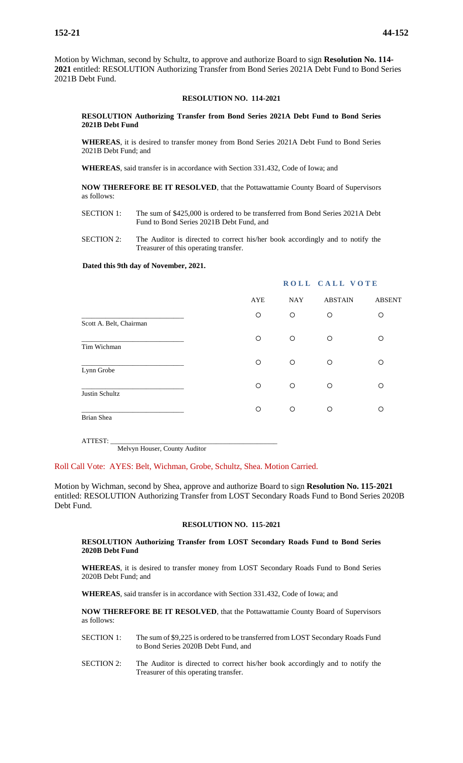Motion by Wichman, second by Schultz, to approve and authorize Board to sign **Resolution No. 114-2021** entitled: RESOLUTION Authorizing Transfer from Bond Series 2021A Debt Fund to Bond Series 2021B Debt Fund.

**RESOLUTION NO. 114-2021**

**RESOLUTION Authorizing Transfer from Bond Series 2021A Debt Fund to Bond Series 2021B Debt Fund**

**WHEREAS**, it is desired to transfer money from Bond Series 2021A Debt Fund to Bond Series 2021B Debt Fund; and

**WHEREAS**, said transfer is in accordance with Section 331.432, Code of Iowa; and

**NOW THEREFORE BE IT RESOLVED**, that the Pottawattamie County Board of Supervisors as follows:

SECTION 1: The sum of $425,000 is ordered to be transferred from Bond Series 2021A Debt Fund to Bond Series 2021B Debt Fund, and

SECTION 2: The Auditor is directed to correct his/her book accordingly and to notify the Treasurer of this operating transfer.

**Dated this 9th day of November, 2021.**

**ROLL CALL VOTE**

| | AYE | NAY | ABSTAIN | ABSENT |
|---|---|---|---|---|
| ____________________ Scott A. Belt, Chairman | ○ | ○ | ○ | ○ |
| ____________________ Tim Wichman | ○ | ○ | ○ | ○ |
| ____________________ Lynn Grobe | ○ | ○ | ○ | ○ |
| ____________________ Justin Schultz | ○ | ○ | ○ | ○ |
| ____________________ Brian Shea | ○ | ○ | ○ | ○ |

ATTEST: ______________________________
Melvyn Houser, County Auditor

Roll Call Vote: AYES: Belt, Wichman, Grobe, Schultz, Shea. Motion Carried.

Motion by Wichman, second by Shea, approve and authorize Board to sign **Resolution No. 115-2021** entitled: RESOLUTION Authorizing Transfer from LOST Secondary Roads Fund to Bond Series 2020B Debt Fund.

**RESOLUTION NO. 115-2021**

**RESOLUTION Authorizing Transfer from LOST Secondary Roads Fund to Bond Series 2020B Debt Fund**

**WHEREAS**, it is desired to transfer money from LOST Secondary Roads Fund to Bond Series 2020B Debt Fund; and

**WHEREAS**, said transfer is in accordance with Section 331.432, Code of Iowa; and

**NOW THEREFORE BE IT RESOLVED**, that the Pottawattamie County Board of Supervisors as follows:

SECTION 1: The sum of $9,225 is ordered to be transferred from LOST Secondary Roads Fund to Bond Series 2020B Debt Fund, and

SECTION 2: The Auditor is directed to correct his/her book accordingly and to notify the Treasurer of this operating transfer.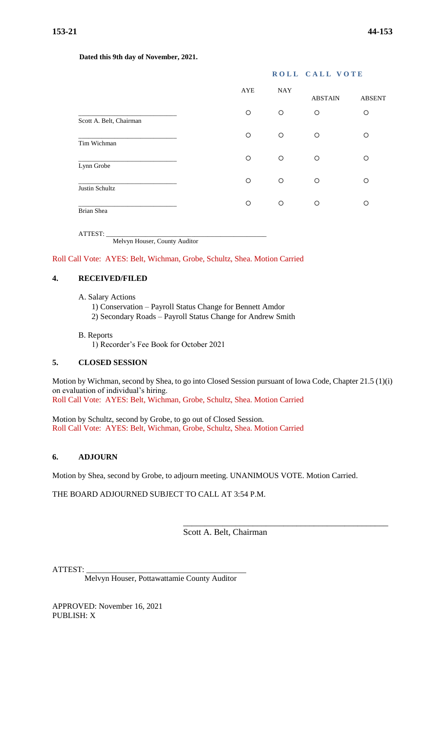**Dated this 9th day of November, 2021.**

**ROLL CALL VOTE**

| | AYE | NAY | ABSTAIN | ABSENT |
|---|---|---|---|---|
| ______________________ Scott A. Belt, Chairman | ○ | ○ | ○ | ○ |
| ______________________ Tim Wichman | ○ | ○ | ○ | ○ |
| ______________________ Lynn Grobe | ○ | ○ | ○ | ○ |
| ______________________ Justin Schultz | ○ | ○ | ○ | ○ |
| ______________________ Brian Shea | ○ | ○ | ○ | ○ |

ATTEST: ______________________________________
Melvyn Houser, County Auditor

Roll Call Vote: AYES: Belt, Wichman, Grobe, Schultz, Shea. Motion Carried

## 4. RECEIVED/FILED

A. Salary Actions
   1) Conservation – Payroll Status Change for Bennett Amdor
   2) Secondary Roads – Payroll Status Change for Andrew Smith

B. Reports
   1) Recorder's Fee Book for October 2021

## 5. CLOSED SESSION

Motion by Wichman, second by Shea, to go into Closed Session pursuant of Iowa Code, Chapter 21.5 (1)(i) on evaluation of individual's hiring.
Roll Call Vote: AYES: Belt, Wichman, Grobe, Schultz, Shea. Motion Carried

Motion by Schultz, second by Grobe, to go out of Closed Session.
Roll Call Vote: AYES: Belt, Wichman, Grobe, Schultz, Shea. Motion Carried

## 6. ADJOURN

Motion by Shea, second by Grobe, to adjourn meeting. UNANIMOUS VOTE. Motion Carried.

THE BOARD ADJOURNED SUBJECT TO CALL AT 3:54 P.M.

______________________________________
Scott A. Belt, Chairman

ATTEST: ______________________________________
Melvyn Houser, Pottawattamie County Auditor

APPROVED: November 16, 2021
PUBLISH: X